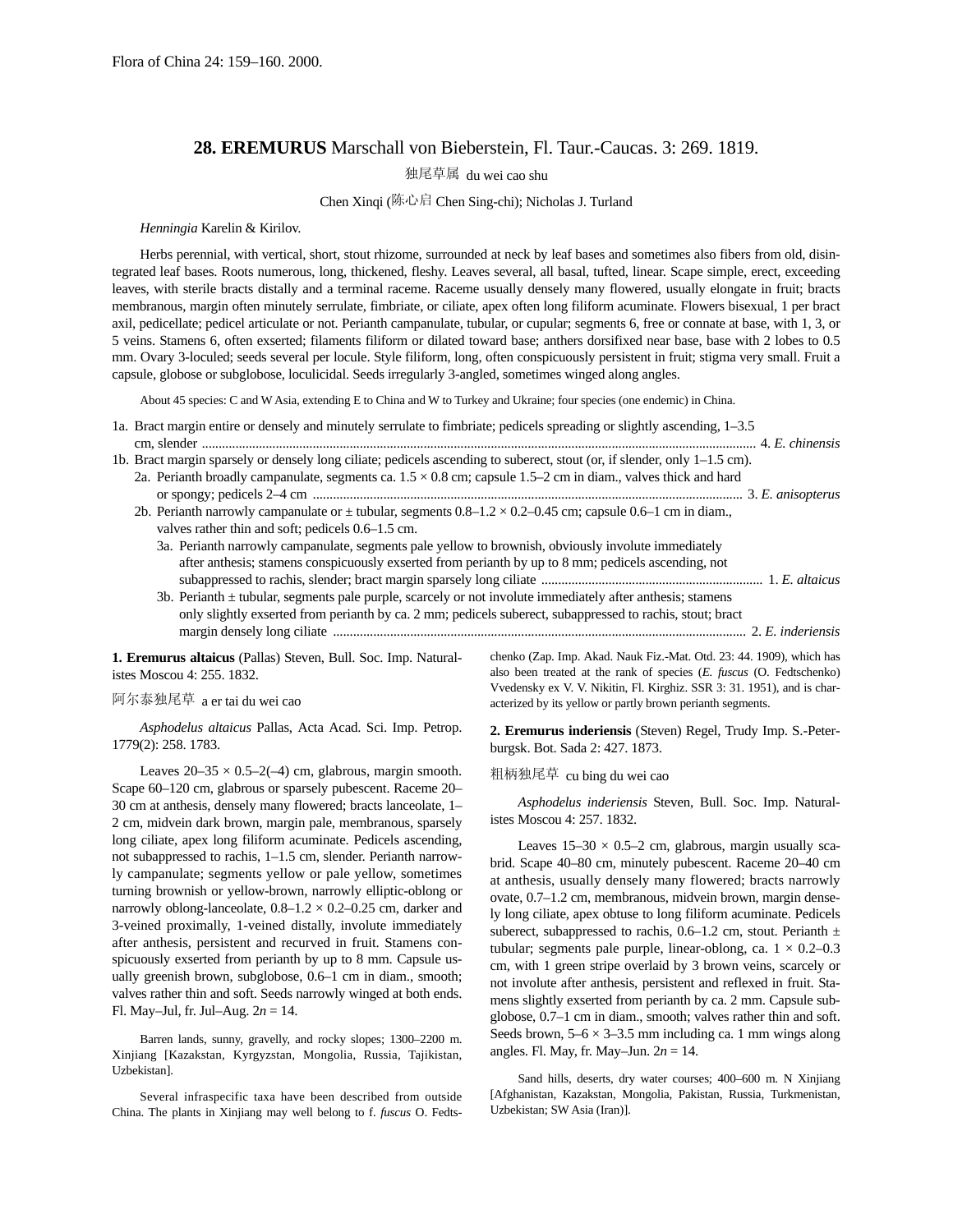Flora of China 24: 159–160. 2000.

# 28. EREMURUS Marschall von Bieberstein, Fl. Taur.-Caucas. 3: 269. 1819.

独尾草属 du wei cao shu

Chen Xinqi (陈心启 Chen Sing-chi); Nicholas J. Turland

*Henningia* Karelin & Kirilov.

Herbs perennial, with vertical, short, stout rhizome, surrounded at neck by leaf bases and sometimes also fibers from old, disintegrated leaf bases. Roots numerous, long, thickened, fleshy. Leaves several, all basal, tufted, linear. Scape simple, erect, exceeding leaves, with sterile bracts distally and a terminal raceme. Raceme usually densely many flowered, usually elongate in fruit; bracts membranous, margin often minutely serrulate, fimbriate, or ciliate, apex often long filiform acuminate. Flowers bisexual, 1 per bract axil, pedicellate; pedicel articulate or not. Perianth campanulate, tubular, or cupular; segments 6, free or connate at base, with 1, 3, or 5 veins. Stamens 6, often exserted; filaments filiform or dilated toward base; anthers dorsifixed near base, base with 2 lobes to 0.5 mm. Ovary 3-loculed; seeds several per locule. Style filiform, long, often conspicuously persistent in fruit; stigma very small. Fruit a capsule, globose or subglobose, loculicidal. Seeds irregularly 3-angled, sometimes winged along angles.

About 45 species: C and W Asia, extending E to China and W to Turkey and Ukraine; four species (one endemic) in China.

1a. Bract margin entire or densely and minutely serrulate to fimbriate; pedicels spreading or slightly ascending, 1–3.5 cm, slender .......... 4. *E. chinensis*
1b. Bract margin sparsely or densely long ciliate; pedicels ascending to suberect, stout (or, if slender, only 1–1.5 cm).
 2a. Perianth broadly campanulate, segments ca. 1.5 × 0.8 cm; capsule 1.5–2 cm in diam., valves thick and hard or spongy; pedicels 2–4 cm .......... 3. *E. anisopterus*
 2b. Perianth narrowly campanulate or ± tubular, segments 0.8–1.2 × 0.2–0.45 cm; capsule 0.6–1 cm in diam., valves rather thin and soft; pedicels 0.6–1.5 cm.
  3a. Perianth narrowly campanulate, segments pale yellow to brownish, obviously involute immediately after anthesis; stamens conspicuously exserted from perianth by up to 8 mm; pedicels ascending, not subappressed to rachis, slender; bract margin sparsely long ciliate .......... 1. *E. altaicus*
  3b. Perianth ± tubular, segments pale purple, scarcely or not involute immediately after anthesis; stamens only slightly exserted from perianth by ca. 2 mm; pedicels suberect, subappressed to rachis, stout; bract margin densely long ciliate .......... 2. *E. inderiensis*

**1. Eremurus altaicus** (Pallas) Steven, Bull. Soc. Imp. Naturalistes Moscou 4: 255. 1832.

阿尔泰独尾草 a er tai du wei cao

*Asphodelus altaicus* Pallas, Acta Acad. Sci. Imp. Petrop. 1779(2): 258. 1783.

Leaves 20–35 × 0.5–2(–4) cm, glabrous, margin smooth. Scape 60–120 cm, glabrous or sparsely pubescent. Raceme 20–30 cm at anthesis, densely many flowered; bracts lanceolate, 1–2 cm, midvein dark brown, margin pale, membranous, sparsely long ciliate, apex long filiform acuminate. Pedicels ascending, not subappressed to rachis, 1–1.5 cm, slender. Perianth narrowly campanulate; segments yellow or pale yellow, sometimes turning brownish or yellow-brown, narrowly elliptic-oblong or narrowly oblong-lanceolate, 0.8–1.2 × 0.2–0.25 cm, darker and 3-veined proximally, 1-veined distally, involute immediately after anthesis, persistent and recurved in fruit. Stamens conspicuously exserted from perianth by up to 8 mm. Capsule usually greenish brown, subglobose, 0.6–1 cm in diam., smooth; valves rather thin and soft. Seeds narrowly winged at both ends. Fl. May–Jul, fr. Jul–Aug. $2n = 14$.

Barren lands, sunny, gravelly, and rocky slopes; 1300–2200 m. Xinjiang [Kazakstan, Kyrgyzstan, Mongolia, Russia, Tajikistan, Uzbekistan].

Several infraspecific taxa have been described from outside China. The plants in Xinjiang may well belong to f. *fuscus* O. Fedtschenko (Zap. Imp. Akad. Nauk Fiz.-Mat. Otd. 23: 44. 1909), which has also been treated at the rank of species (*E. fuscus* (O. Fedtschenko) Vvedensky ex V. V. Nikitin, Fl. Kirghiz. SSR 3: 31. 1951), and is characterized by its yellow or partly brown perianth segments.

**2. Eremurus inderiensis** (Steven) Regel, Trudy Imp. S.-Petersburgsk. Bot. Sada 2: 427. 1873.

粗柄独尾草 cu bing du wei cao

*Asphodelus inderiensis* Steven, Bull. Soc. Imp. Naturalistes Moscou 4: 257. 1832.

Leaves 15–30 × 0.5–2 cm, glabrous, margin usually scabrid. Scape 40–80 cm, minutely pubescent. Raceme 20–40 cm at anthesis, usually densely many flowered; bracts narrowly ovate, 0.7–1.2 cm, membranous, midvein brown, margin densely long ciliate, apex obtuse to long filiform acuminate. Pedicels suberect, subappressed to rachis, 0.6–1.2 cm, stout. Perianth ± tubular; segments pale purple, linear-oblong, ca. 1 × 0.2–0.3 cm, with 1 green stripe overlaid by 3 brown veins, scarcely or not involute after anthesis, persistent and reflexed in fruit. Stamens slightly exserted from perianth by ca. 2 mm. Capsule subglobose, 0.7–1 cm in diam., smooth; valves rather thin and soft. Seeds brown, 5–6 × 3–3.5 mm including ca. 1 mm wings along angles. Fl. May, fr. May–Jun. $2n = 14$.

Sand hills, deserts, dry water courses; 400–600 m. N Xinjiang [Afghanistan, Kazakstan, Mongolia, Pakistan, Russia, Turkmenistan, Uzbekistan; SW Asia (Iran)].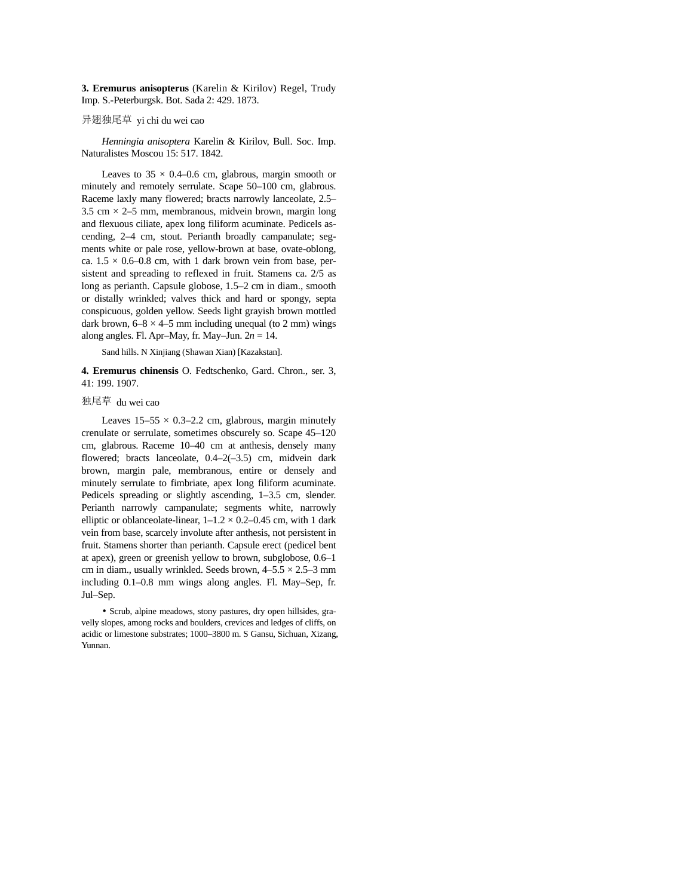**3. Eremurus anisopterus** (Karelin & Kirilov) Regel, Trudy Imp. S.-Peterburgsk. Bot. Sada 2: 429. 1873.

异翅独尾草 yi chi du wei cao

*Henningia anisoptera* Karelin & Kirilov, Bull. Soc. Imp. Naturalistes Moscou 15: 517. 1842.

Leaves to 35 × 0.4–0.6 cm, glabrous, margin smooth or minutely and remotely serrulate. Scape 50–100 cm, glabrous. Raceme laxly many flowered; bracts narrowly lanceolate, 2.5–3.5 cm × 2–5 mm, membranous, midvein brown, margin long and flexuous ciliate, apex long filiform acuminate. Pedicels ascending, 2–4 cm, stout. Perianth broadly campanulate; segments white or pale rose, yellow-brown at base, ovate-oblong, ca. 1.5 × 0.6–0.8 cm, with 1 dark brown vein from base, persistent and spreading to reflexed in fruit. Stamens ca. 2/5 as long as perianth. Capsule globose, 1.5–2 cm in diam., smooth or distally wrinkled; valves thick and hard or spongy, septa conspicuous, golden yellow. Seeds light grayish brown mottled dark brown, 6–8 × 4–5 mm including unequal (to 2 mm) wings along angles. Fl. Apr–May, fr. May–Jun. $2n = 14$.

Sand hills. N Xinjiang (Shawan Xian) [Kazakstan].

**4. Eremurus chinensis** O. Fedtschenko, Gard. Chron., ser. 3, 41: 199. 1907.

独尾草 du wei cao

Leaves 15–55 × 0.3–2.2 cm, glabrous, margin minutely crenulate or serrulate, sometimes obscurely so. Scape 45–120 cm, glabrous. Raceme 10–40 cm at anthesis, densely many flowered; bracts lanceolate, 0.4–2(–3.5) cm, midvein dark brown, margin pale, membranous, entire or densely and minutely serrulate to fimbriate, apex long filiform acuminate. Pedicels spreading or slightly ascending, 1–3.5 cm, slender. Perianth narrowly campanulate; segments white, narrowly elliptic or oblanceolate-linear, 1–1.2 × 0.2–0.45 cm, with 1 dark vein from base, scarcely involute after anthesis, not persistent in fruit. Stamens shorter than perianth. Capsule erect (pedicel bent at apex), green or greenish yellow to brown, subglobose, 0.6–1 cm in diam., usually wrinkled. Seeds brown, 4–5.5 × 2.5–3 mm including 0.1–0.8 mm wings along angles. Fl. May–Sep, fr. Jul–Sep.

• Scrub, alpine meadows, stony pastures, dry open hillsides, gravelly slopes, among rocks and boulders, crevices and ledges of cliffs, on acidic or limestone substrates; 1000–3800 m. S Gansu, Sichuan, Xizang, Yunnan.